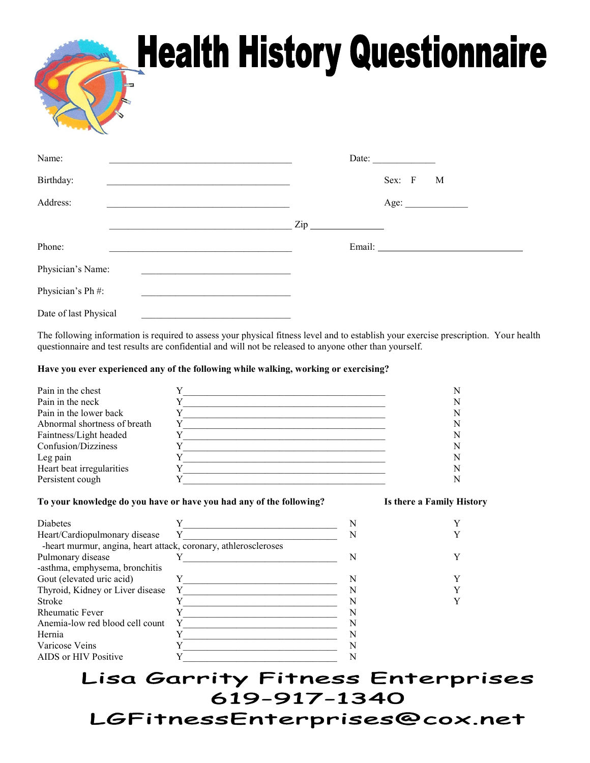# Health History Questionnaire

Name: ______________________________________ Date: ____________

Birthday: ______________________________________ Sex: F M

Address: ______________________________________ Age: ____________

______________________________________ Zip ______________

Phone: ______________________________________ Email: ______________________________

Physician's Name: ______________________________

Physician's Ph #: ______________________________

Date of last Physical ______________________________

The following information is required to assess your physical fitness level and to establish your exercise prescription. Your health questionnaire and test results are confidential and will not be released to anyone other than yourself.

**Have you ever experienced any of the following while walking, working or exercising?**

| | | |
|---|---|---|
| Pain in the chest | Y________________________________________ | N |
| Pain in the neck | Y________________________________________ | N |
| Pain in the lower back | Y________________________________________ | N |
| Abnormal shortness of breath | Y________________________________________ | N |
| Faintness/Light headed | Y________________________________________ | N |
| Confusion/Dizziness | Y________________________________________ | N |
| Leg pain | Y________________________________________ | N |
| Heart beat irregularities | Y________________________________________ | N |
| Persistent cough | Y________________________________________ | N |

| To your knowledge do you have or have you had any of the following? | | | Is there a Family History |
|---|---|---|---|
| Diabetes | Y________________________________ | N | Y |
| Heart/Cardiopulmonary disease<br>-heart murmur, angina, heart attack, coronary, athleroscleroses | Y________________________________ | N | Y |
| Pulmonary disease<br>-asthma, emphysema, bronchitis | Y________________________________ | N | Y |
| Gout (elevated uric acid) | Y________________________________ | N | Y |
| Thyroid, Kidney or Liver disease | Y________________________________ | N | Y |
| Stroke | Y________________________________ | N | Y |
| Rheumatic Fever | Y________________________________ | N | |
| Anemia-low red blood cell count | Y________________________________ | N | |
| Hernia | Y________________________________ | N | |
| Varicose Veins | Y________________________________ | N | |
| AIDS or HIV Positive | Y________________________________ | N | |

Lisa Garrity Fitness Enterprises
619-917-1340
LGFitnessEnterprises@cox.net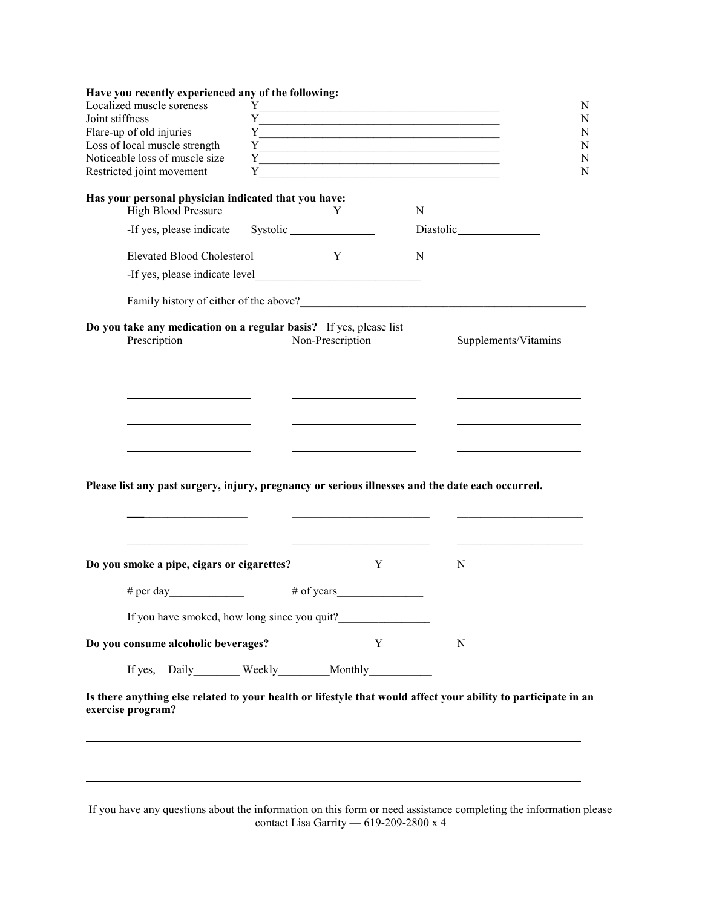**Have you recently experienced any of the following:**

| | | |
|---|---|---|
| Localized muscle soreness | Y\_\_\_\_\_\_\_\_\_\_\_\_\_\_\_\_\_\_\_\_\_\_\_\_\_\_\_\_\_\_\_\_\_\_\_\_\_\_\_\_\_\_\_\_ | N |
| Joint stiffness | Y\_\_\_\_\_\_\_\_\_\_\_\_\_\_\_\_\_\_\_\_\_\_\_\_\_\_\_\_\_\_\_\_\_\_\_\_\_\_\_\_\_\_\_\_ | N |
| Flare-up of old injuries | Y\_\_\_\_\_\_\_\_\_\_\_\_\_\_\_\_\_\_\_\_\_\_\_\_\_\_\_\_\_\_\_\_\_\_\_\_\_\_\_\_\_\_\_\_ | N |
| Loss of local muscle strength | Y\_\_\_\_\_\_\_\_\_\_\_\_\_\_\_\_\_\_\_\_\_\_\_\_\_\_\_\_\_\_\_\_\_\_\_\_\_\_\_\_\_\_\_\_ | N |
| Noticeable loss of muscle size | Y\_\_\_\_\_\_\_\_\_\_\_\_\_\_\_\_\_\_\_\_\_\_\_\_\_\_\_\_\_\_\_\_\_\_\_\_\_\_\_\_\_\_\_\_ | N |
| Restricted joint movement | Y\_\_\_\_\_\_\_\_\_\_\_\_\_\_\_\_\_\_\_\_\_\_\_\_\_\_\_\_\_\_\_\_\_\_\_\_\_\_\_\_\_\_\_\_ | N |

**Has your personal physician indicated that you have:**

High Blood Pressure    Y    N

-If yes, please indicate    Systolic \_\_\_\_\_\_\_\_\_\_\_\_\_\_\_    Diastolic\_\_\_\_\_\_\_\_\_\_\_\_\_\_\_

Elevated Blood Cholesterol    Y    N

-If yes, please indicate level\_\_\_\_\_\_\_\_\_\_\_\_\_\_\_\_\_\_\_\_\_\_\_\_\_\_\_\_\_\_

Family history of either of the above?\_\_\_\_\_\_\_\_\_\_\_\_\_\_\_\_\_\_\_\_\_\_\_\_\_\_\_\_\_\_\_\_\_\_\_\_\_\_\_\_\_\_\_\_\_\_\_\_\_\_\_\_

**Do you take any medication on a regular basis?** If yes, please list

| Prescription | Non-Prescription | Supplements/Vitamins |
|---|---|---|
| | | |
| | | |
| | | |
| | | |

**Please list any past surgery, injury, pregnancy or serious illnesses and the date each occurred.**

| | | |
|---|---|---|
| | | |
| | | |

**Do you smoke a pipe, cigars or cigarettes?**    Y    N

\# per day\_\_\_\_\_\_\_\_\_\_\_\_\_    # of years\_\_\_\_\_\_\_\_\_\_\_\_\_\_\_\_

If you have smoked, how long since you quit?\_\_\_\_\_\_\_\_\_\_\_\_\_\_\_\_

**Do you consume alcoholic beverages?**    Y    N

If yes,    Daily\_\_\_\_\_\_\_\_ Weekly\_\_\_\_\_\_\_\_\_Monthly\_\_\_\_\_\_\_\_\_\_\_

**Is there anything else related to your health or lifestyle that would affect your ability to participate in an exercise program?**

\_\_\_\_\_\_\_\_\_\_\_\_\_\_\_\_\_\_\_\_\_\_\_\_\_\_\_\_\_\_\_\_\_\_\_\_\_\_\_\_\_\_\_\_\_\_\_\_\_\_\_\_\_\_\_\_\_\_\_\_\_\_\_\_\_\_\_\_\_\_\_\_\_\_\_\_\_\_

\_\_\_\_\_\_\_\_\_\_\_\_\_\_\_\_\_\_\_\_\_\_\_\_\_\_\_\_\_\_\_\_\_\_\_\_\_\_\_\_\_\_\_\_\_\_\_\_\_\_\_\_\_\_\_\_\_\_\_\_\_\_\_\_\_\_\_\_\_\_\_\_\_\_\_\_\_\_

If you have any questions about the information on this form or need assistance completing the information please contact Lisa Garrity — 619-209-2800 x 4